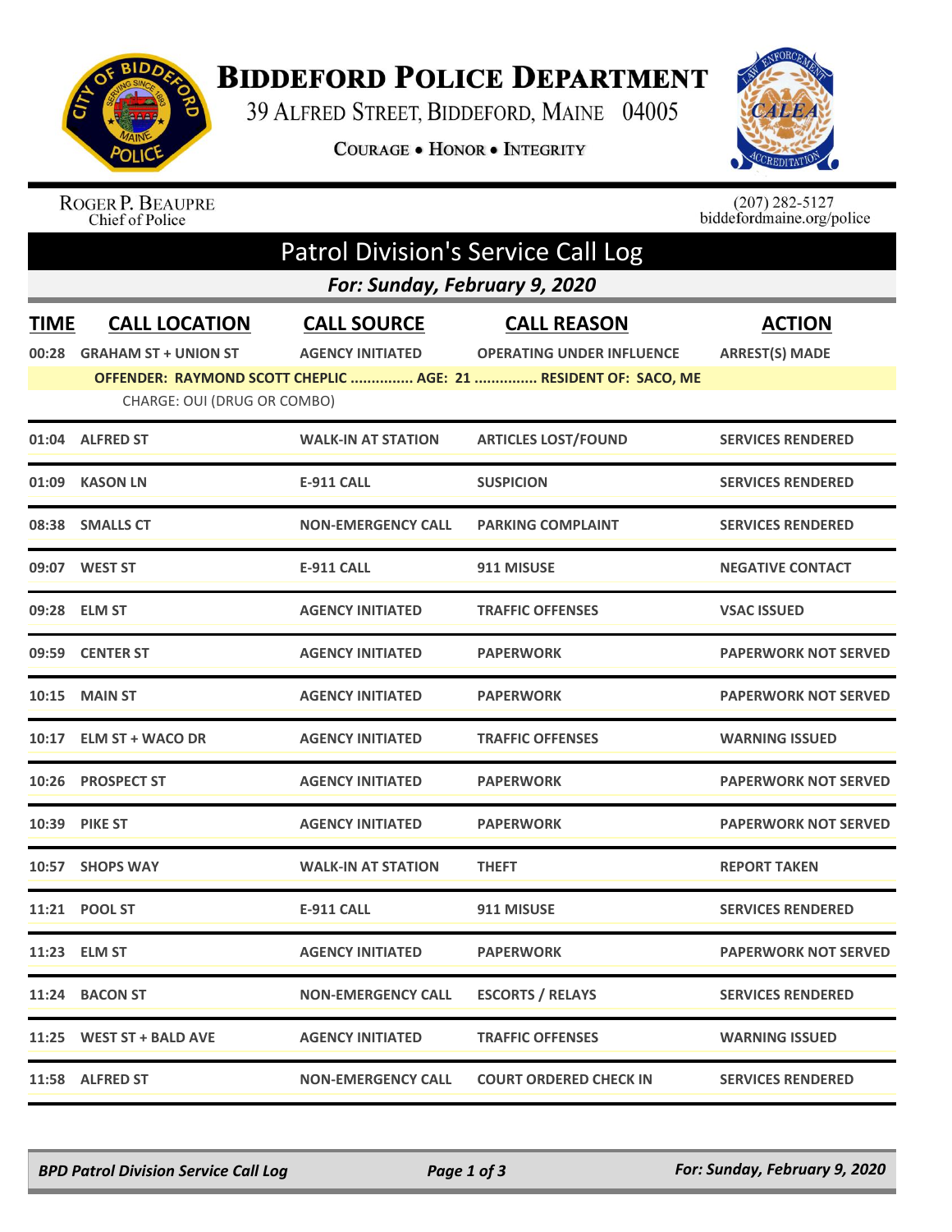# Biddeford Police Department

39 Alfred Street, Biddeford, Maine 04005

Courage • Honor • Integrity

Roger P. Beaupre
Chief of Police

(207) 282-5127
biddefordmaine.org/police

## Patrol Division's Service Call Log

### For: Sunday, February 9, 2020

| TIME | CALL LOCATION | CALL SOURCE | CALL REASON | ACTION |
|---|---|---|---|---|
| 00:28 | GRAHAM ST + UNION ST | AGENCY INITIATED | OPERATING UNDER INFLUENCE | ARREST(S) MADE |
| | OFFENDER: RAYMOND SCOTT CHEPLIC ............... AGE: 21 ............... RESIDENT OF: SACO, ME | | | |
| | CHARGE: OUI (DRUG OR COMBO) | | | |
| 01:04 | ALFRED ST | WALK-IN AT STATION | ARTICLES LOST/FOUND | SERVICES RENDERED |
| 01:09 | KASON LN | E-911 CALL | SUSPICION | SERVICES RENDERED |
| 08:38 | SMALLS CT | NON-EMERGENCY CALL | PARKING COMPLAINT | SERVICES RENDERED |
| 09:07 | WEST ST | E-911 CALL | 911 MISUSE | NEGATIVE CONTACT |
| 09:28 | ELM ST | AGENCY INITIATED | TRAFFIC OFFENSES | VSAC ISSUED |
| 09:59 | CENTER ST | AGENCY INITIATED | PAPERWORK | PAPERWORK NOT SERVED |
| 10:15 | MAIN ST | AGENCY INITIATED | PAPERWORK | PAPERWORK NOT SERVED |
| 10:17 | ELM ST + WACO DR | AGENCY INITIATED | TRAFFIC OFFENSES | WARNING ISSUED |
| 10:26 | PROSPECT ST | AGENCY INITIATED | PAPERWORK | PAPERWORK NOT SERVED |
| 10:39 | PIKE ST | AGENCY INITIATED | PAPERWORK | PAPERWORK NOT SERVED |
| 10:57 | SHOPS WAY | WALK-IN AT STATION | THEFT | REPORT TAKEN |
| 11:21 | POOL ST | E-911 CALL | 911 MISUSE | SERVICES RENDERED |
| 11:23 | ELM ST | AGENCY INITIATED | PAPERWORK | PAPERWORK NOT SERVED |
| 11:24 | BACON ST | NON-EMERGENCY CALL | ESCORTS / RELAYS | SERVICES RENDERED |
| 11:25 | WEST ST + BALD AVE | AGENCY INITIATED | TRAFFIC OFFENSES | WARNING ISSUED |
| 11:58 | ALFRED ST | NON-EMERGENCY CALL | COURT ORDERED CHECK IN | SERVICES RENDERED |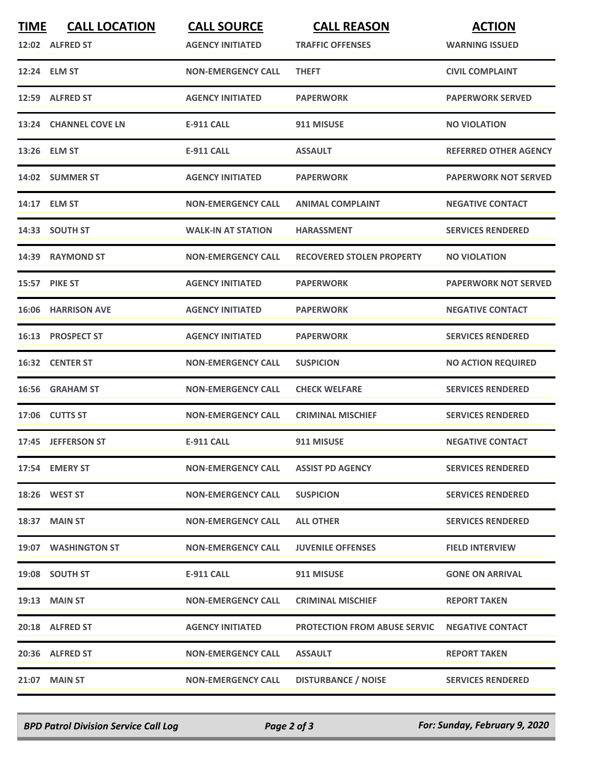| TIME | CALL LOCATION | CALL SOURCE | CALL REASON | ACTION |
|---|---|---|---|---|
| 12:02 | ALFRED ST | AGENCY INITIATED | TRAFFIC OFFENSES | WARNING ISSUED |
| 12:24 | ELM ST | NON-EMERGENCY CALL | THEFT | CIVIL COMPLAINT |
| 12:59 | ALFRED ST | AGENCY INITIATED | PAPERWORK | PAPERWORK SERVED |
| 13:24 | CHANNEL COVE LN | E-911 CALL | 911 MISUSE | NO VIOLATION |
| 13:26 | ELM ST | E-911 CALL | ASSAULT | REFERRED OTHER AGENCY |
| 14:02 | SUMMER ST | AGENCY INITIATED | PAPERWORK | PAPERWORK NOT SERVED |
| 14:17 | ELM ST | NON-EMERGENCY CALL | ANIMAL COMPLAINT | NEGATIVE CONTACT |
| 14:33 | SOUTH ST | WALK-IN AT STATION | HARASSMENT | SERVICES RENDERED |
| 14:39 | RAYMOND ST | NON-EMERGENCY CALL | RECOVERED STOLEN PROPERTY | NO VIOLATION |
| 15:57 | PIKE ST | AGENCY INITIATED | PAPERWORK | PAPERWORK NOT SERVED |
| 16:06 | HARRISON AVE | AGENCY INITIATED | PAPERWORK | NEGATIVE CONTACT |
| 16:13 | PROSPECT ST | AGENCY INITIATED | PAPERWORK | SERVICES RENDERED |
| 16:32 | CENTER ST | NON-EMERGENCY CALL | SUSPICION | NO ACTION REQUIRED |
| 16:56 | GRAHAM ST | NON-EMERGENCY CALL | CHECK WELFARE | SERVICES RENDERED |
| 17:06 | CUTTS ST | NON-EMERGENCY CALL | CRIMINAL MISCHIEF | SERVICES RENDERED |
| 17:45 | JEFFERSON ST | E-911 CALL | 911 MISUSE | NEGATIVE CONTACT |
| 17:54 | EMERY ST | NON-EMERGENCY CALL | ASSIST PD AGENCY | SERVICES RENDERED |
| 18:26 | WEST ST | NON-EMERGENCY CALL | SUSPICION | SERVICES RENDERED |
| 18:37 | MAIN ST | NON-EMERGENCY CALL | ALL OTHER | SERVICES RENDERED |
| 19:07 | WASHINGTON ST | NON-EMERGENCY CALL | JUVENILE OFFENSES | FIELD INTERVIEW |
| 19:08 | SOUTH ST | E-911 CALL | 911 MISUSE | GONE ON ARRIVAL |
| 19:13 | MAIN ST | NON-EMERGENCY CALL | CRIMINAL MISCHIEF | REPORT TAKEN |
| 20:18 | ALFRED ST | AGENCY INITIATED | PROTECTION FROM ABUSE SERVIC | NEGATIVE CONTACT |
| 20:36 | ALFRED ST | NON-EMERGENCY CALL | ASSAULT | REPORT TAKEN |
| 21:07 | MAIN ST | NON-EMERGENCY CALL | DISTURBANCE / NOISE | SERVICES RENDERED |

*BPD Patrol Division Service Call Log* *For: Sunday, February 9, 2020*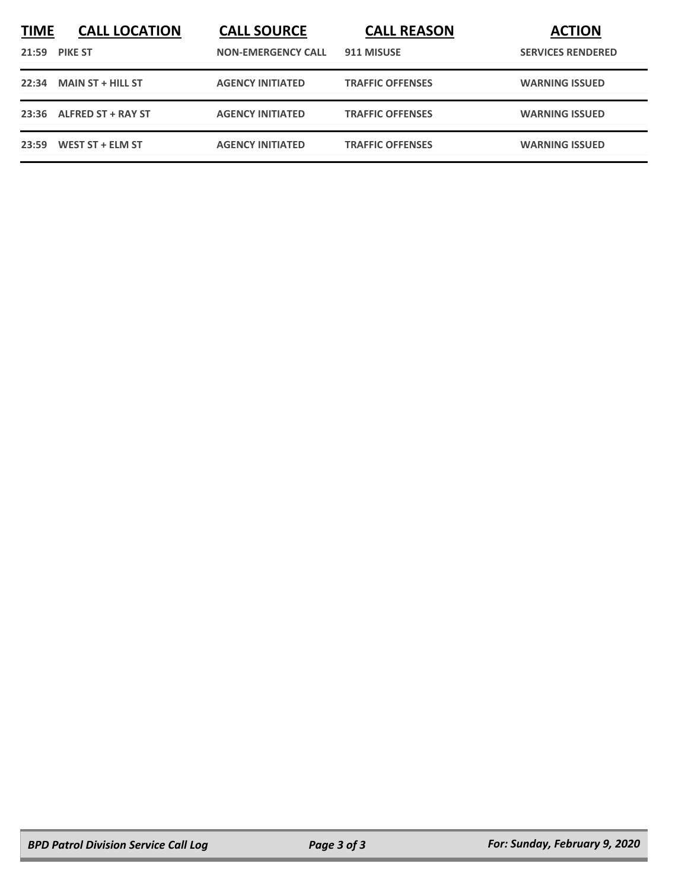| TIME | CALL LOCATION | CALL SOURCE | CALL REASON | ACTION |
| --- | --- | --- | --- | --- |
| 21:59 | PIKE ST | NON-EMERGENCY CALL | 911 MISUSE | SERVICES RENDERED |
| 22:34 | MAIN ST + HILL ST | AGENCY INITIATED | TRAFFIC OFFENSES | WARNING ISSUED |
| 23:36 | ALFRED ST + RAY ST | AGENCY INITIATED | TRAFFIC OFFENSES | WARNING ISSUED |
| 23:59 | WEST ST + ELM ST | AGENCY INITIATED | TRAFFIC OFFENSES | WARNING ISSUED |